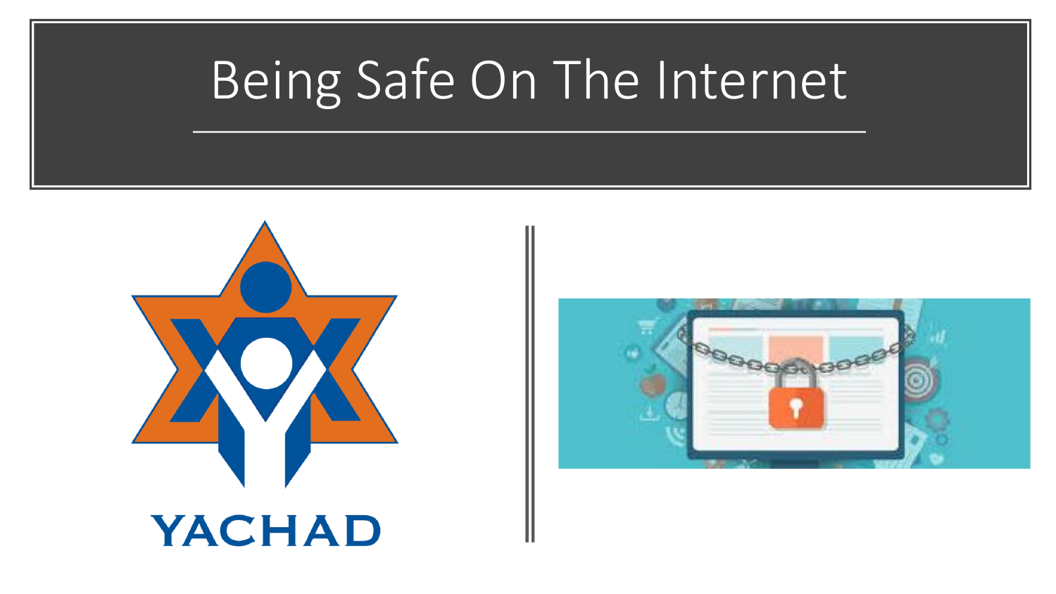# Being Safe On The Internet

YACHAD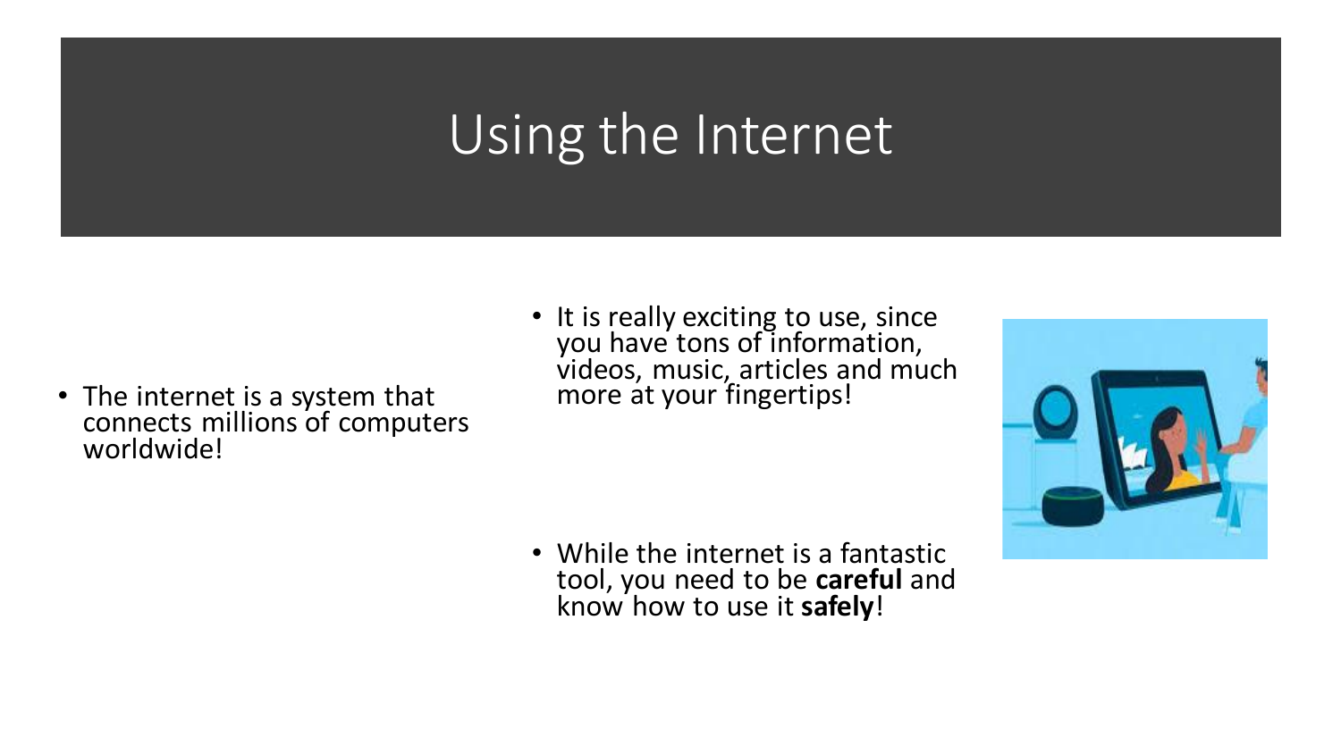# Using the Internet

- The internet is a system that connects millions of computers worldwide!

- It is really exciting to use, since you have tons of information, videos, music, articles and much more at your fingertips!

- While the internet is a fantastic tool, you need to be **careful** and know how to use it **safely**!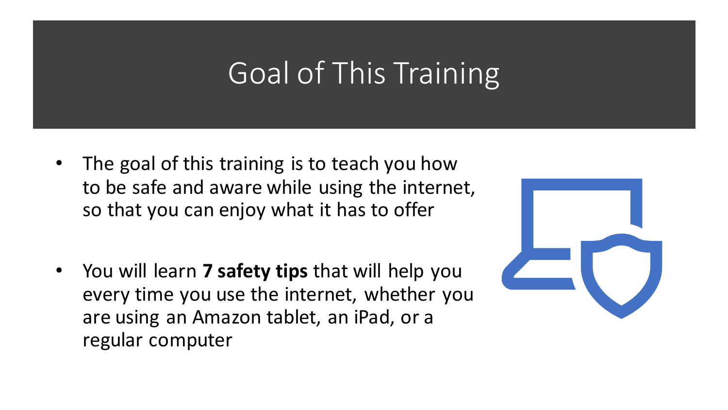# Goal of This Training

- The goal of this training is to teach you how to be safe and aware while using the internet, so that you can enjoy what it has to offer

- You will learn **7 safety tips** that will help you every time you use the internet, whether you are using an Amazon tablet, an iPad, or a regular computer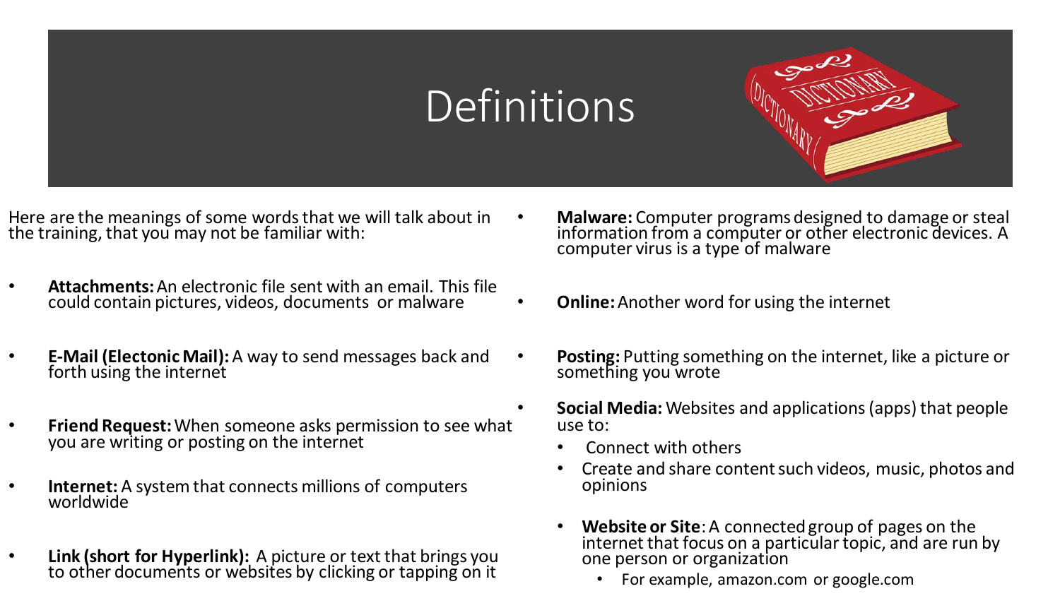# Definitions

Here are the meanings of some words that we will talk about in the training, that you may not be familiar with:

- **Attachments:** An electronic file sent with an email. This file could contain pictures, videos, documents or malware
- **E-Mail (Electonic Mail):** A way to send messages back and forth using the internet
- **Friend Request:** When someone asks permission to see what you are writing or posting on the internet
- **Internet:** A system that connects millions of computers worldwide
- **Link (short for Hyperlink):** A picture or text that brings you to other documents or websites by clicking or tapping on it
- **Malware:** Computer programs designed to damage or steal information from a computer or other electronic devices. A computer virus is a type of malware
- **Online:** Another word for using the internet
- **Posting:** Putting something on the internet, like a picture or something you wrote
- **Social Media:** Websites and applications (apps) that people use to:
  - Connect with others
  - Create and share content such videos, music, photos and opinions
  - **Website or Site**: A connected group of pages on the internet that focus on a particular topic, and are run by one person or organization
    - For example, amazon.com or google.com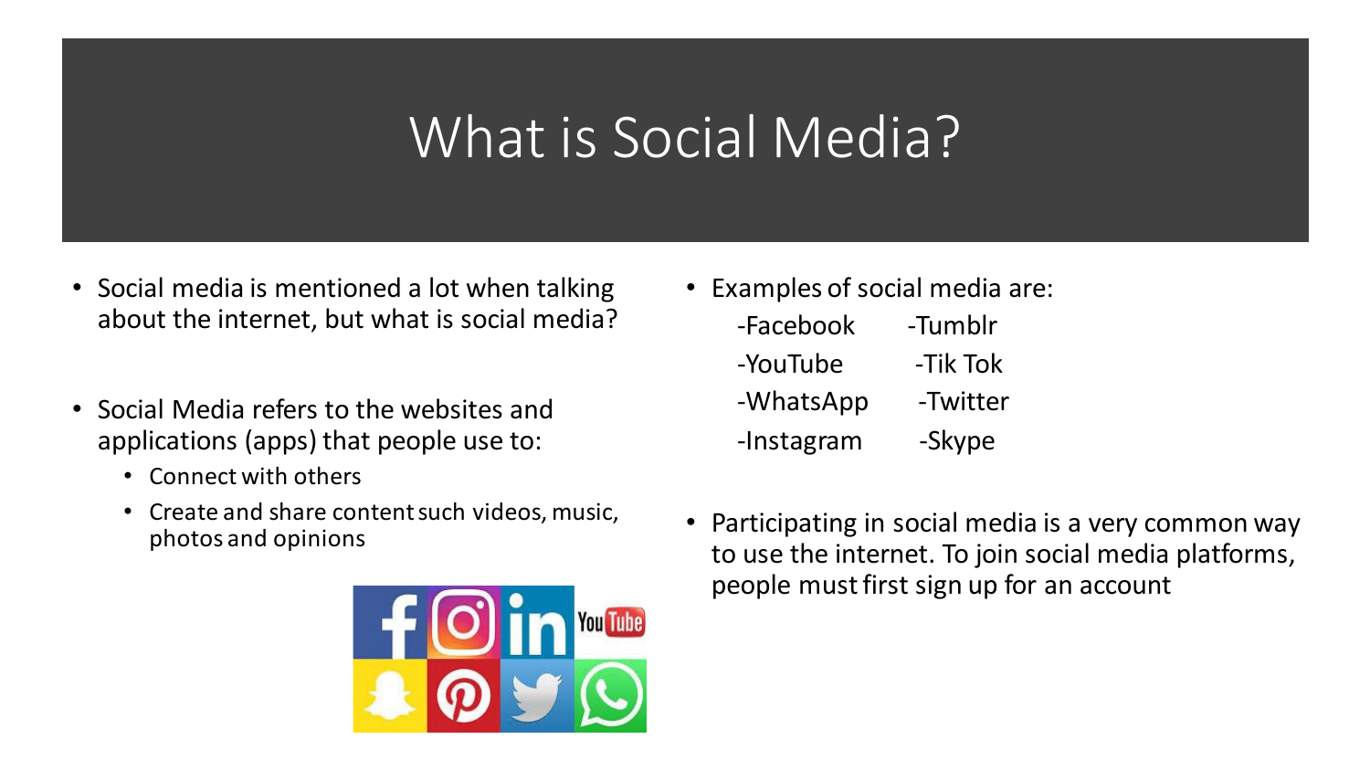# What is Social Media?

- Social media is mentioned a lot when talking about the internet, but what is social media?
- Social Media refers to the websites and applications (apps) that people use to:
  - Connect with others
  - Create and share content such videos, music, photos and opinions
- Examples of social media are:
  - -Facebook
  - -YouTube
  - -WhatsApp
  - -Instagram
  - -Tumblr
  - -Tik Tok
  - -Twitter
  - -Skype
- Participating in social media is a very common way to use the internet. To join social media platforms, people must first sign up for an account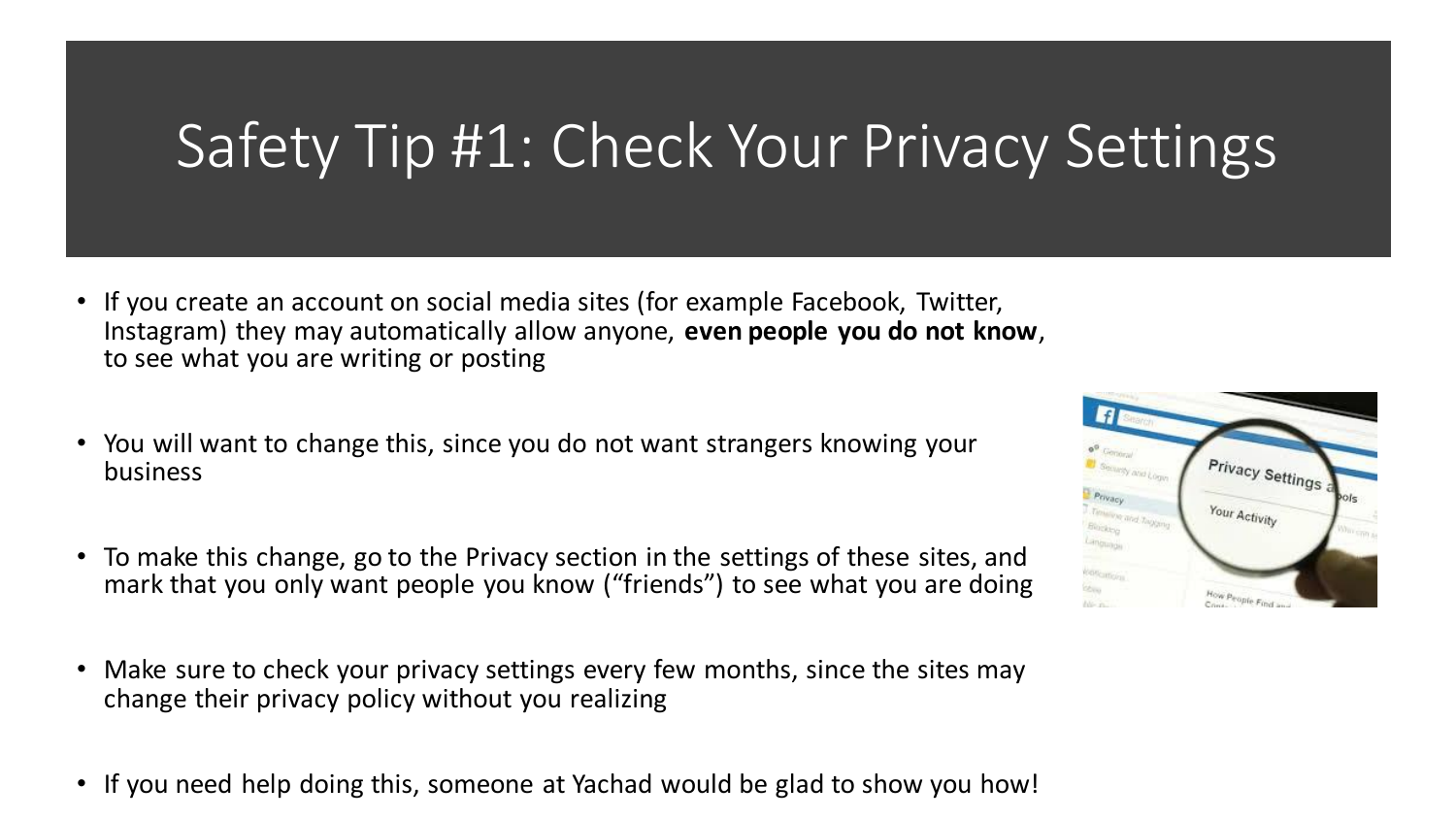# Safety Tip #1: Check Your Privacy Settings

- If you create an account on social media sites (for example Facebook, Twitter, Instagram) they may automatically allow anyone, **even people you do not know**, to see what you are writing or posting
- You will want to change this, since you do not want strangers knowing your business
- To make this change, go to the Privacy section in the settings of these sites, and mark that you only want people you know ("friends") to see what you are doing
- Make sure to check your privacy settings every few months, since the sites may change their privacy policy without you realizing
- If you need help doing this, someone at Yachad would be glad to show you how!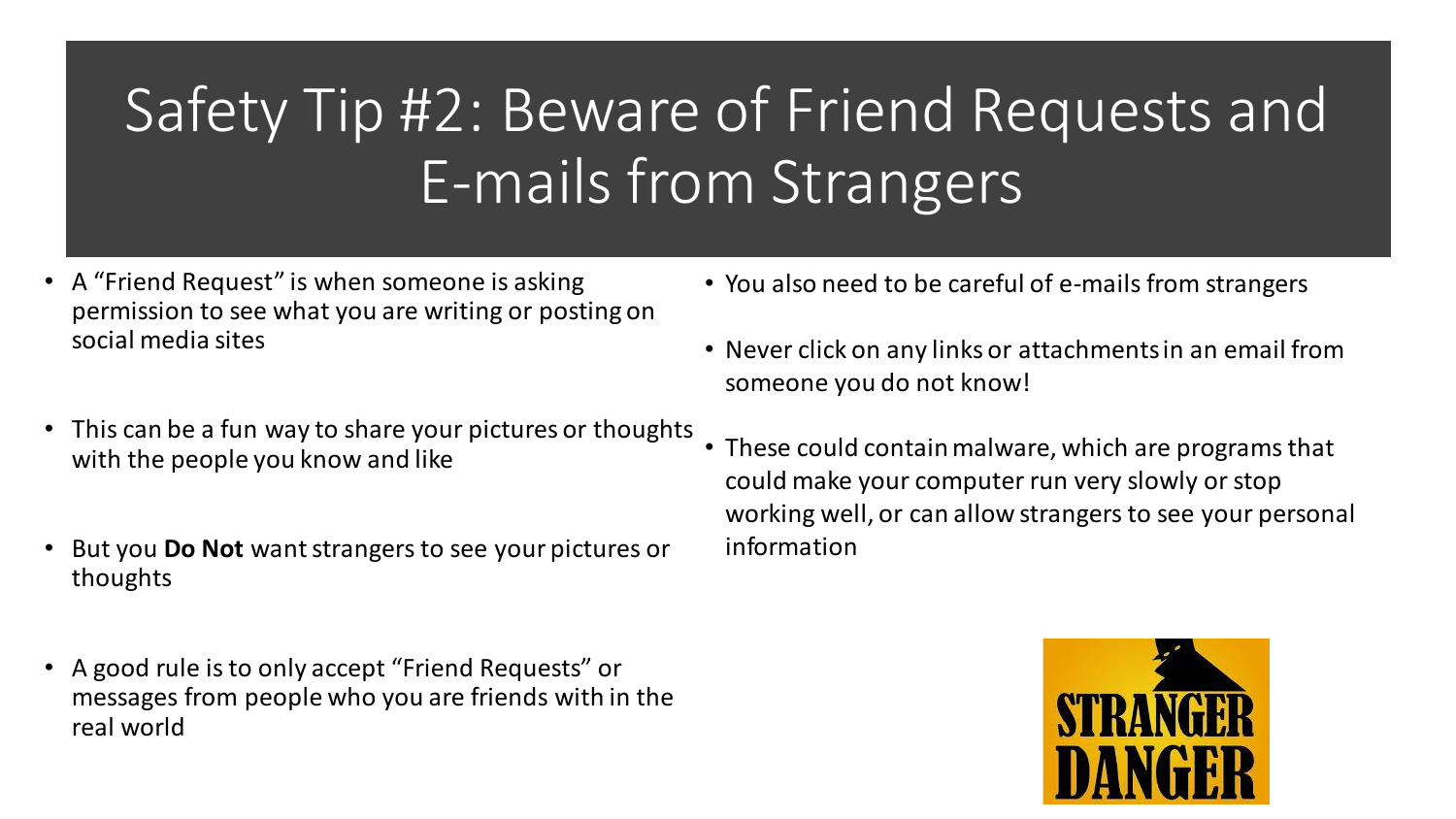# Safety Tip #2: Beware of Friend Requests and E-mails from Strangers

- A "Friend Request" is when someone is asking permission to see what you are writing or posting on social media sites
- This can be a fun way to share your pictures or thoughts with the people you know and like
- But you **Do Not** want strangers to see your pictures or thoughts
- A good rule is to only accept "Friend Requests" or messages from people who you are friends with in the real world

- You also need to be careful of e-mails from strangers
- Never click on any links or attachments in an email from someone you do not know!
- These could contain malware, which are programs that could make your computer run very slowly or stop working well, or can allow strangers to see your personal information

STRANGER DANGER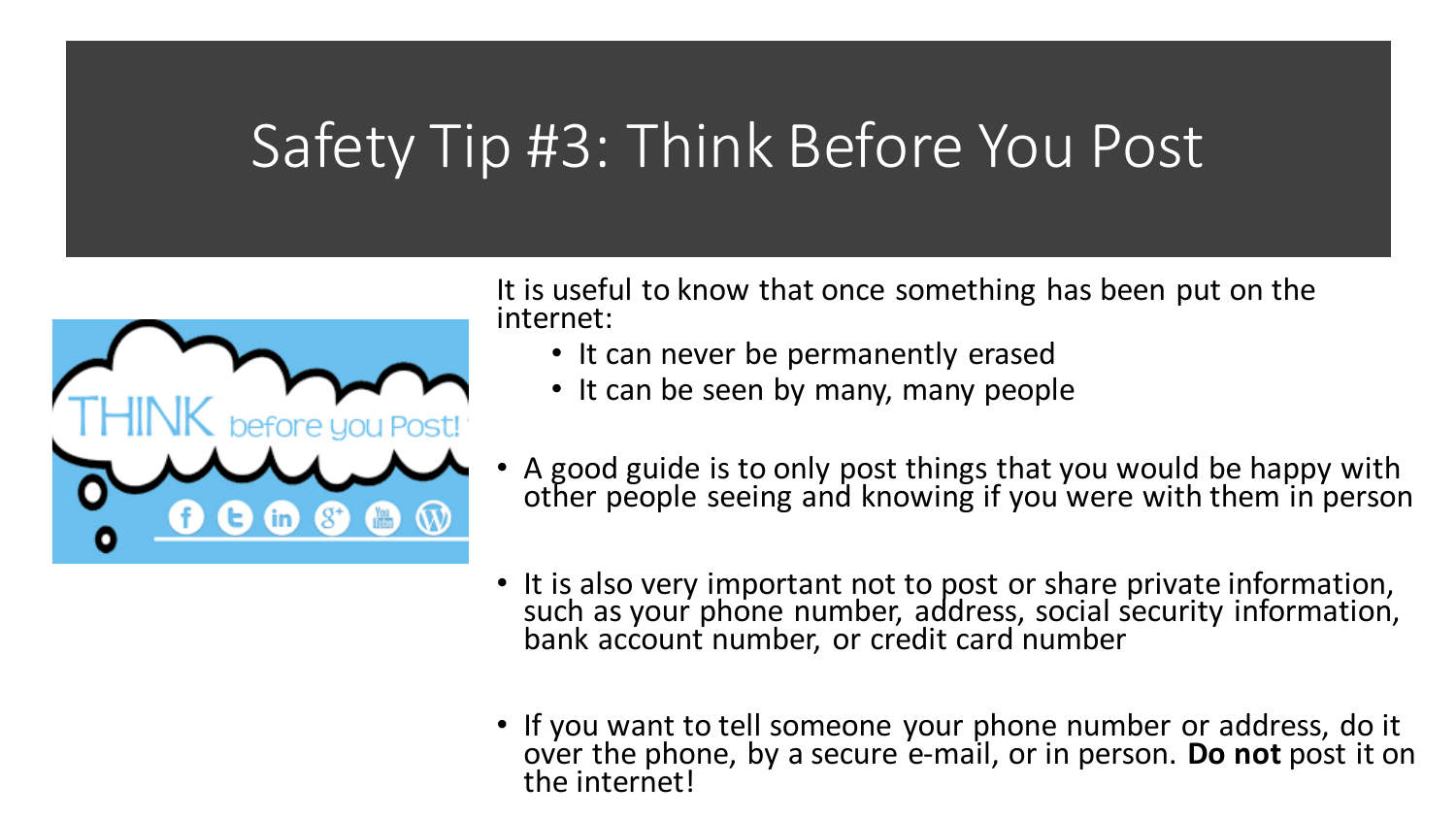# Safety Tip #3: Think Before You Post

It is useful to know that once something has been put on the internet:

- It can never be permanently erased
- It can be seen by many, many people

- A good guide is to only post things that you would be happy with other people seeing and knowing if you were with them in person

- It is also very important not to post or share private information, such as your phone number, address, social security information, bank account number, or credit card number

- If you want to tell someone your phone number or address, do it over the phone, by a secure e-mail, or in person. **Do not** post it on the internet!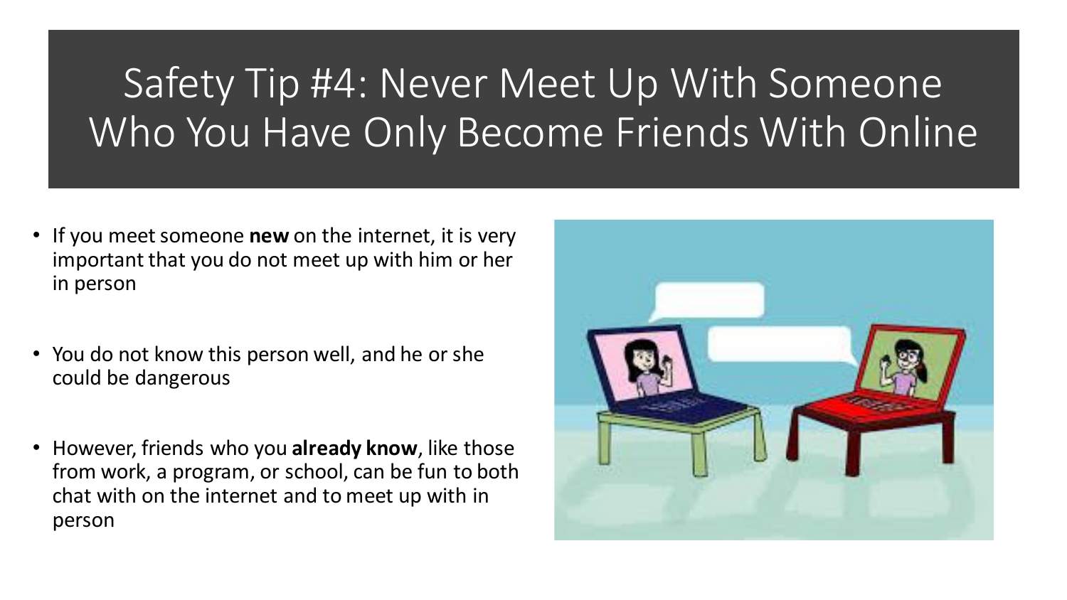# Safety Tip #4: Never Meet Up With Someone Who You Have Only Become Friends With Online

- If you meet someone **new** on the internet, it is very important that you do not meet up with him or her in person
- You do not know this person well, and he or she could be dangerous
- However, friends who you **already know**, like those from work, a program, or school, can be fun to both chat with on the internet and to meet up with in person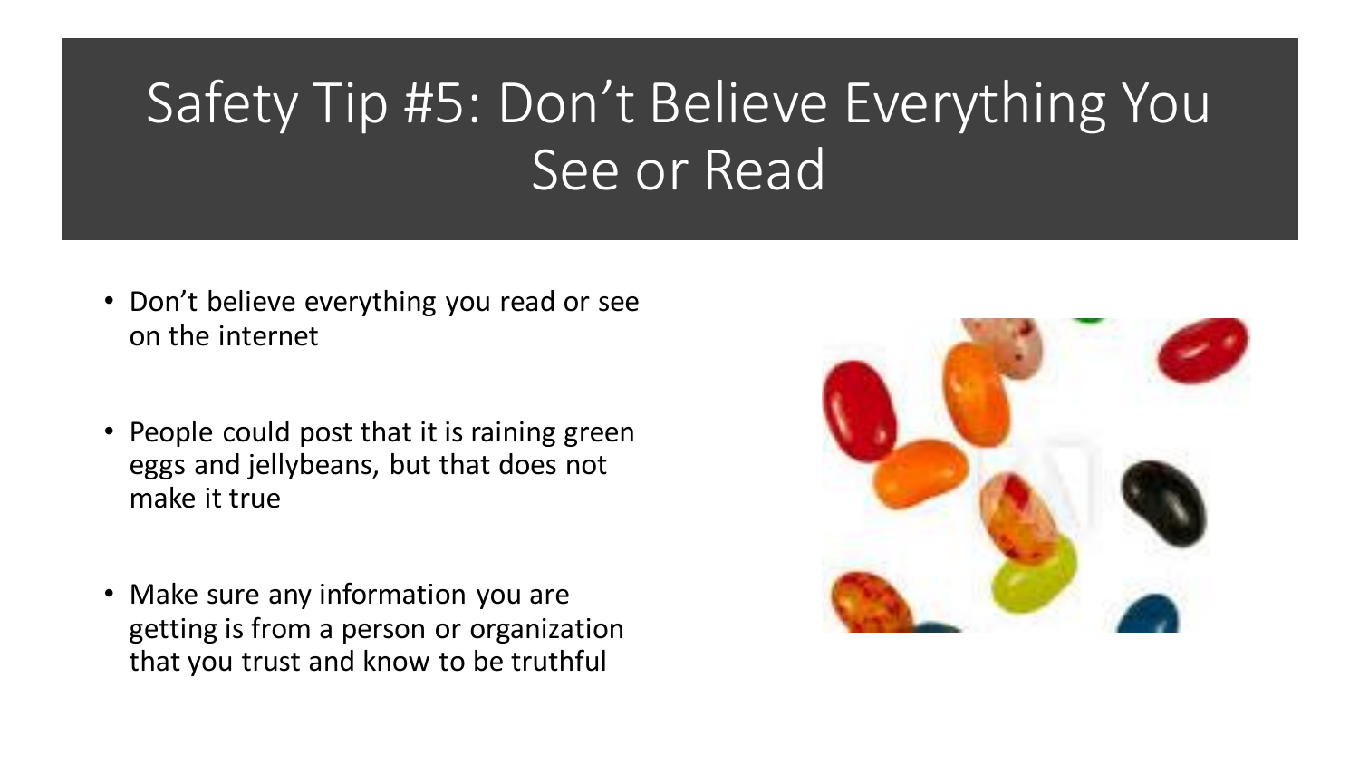# Safety Tip #5: Don't Believe Everything You See or Read

- Don't believe everything you read or see on the internet
- People could post that it is raining green eggs and jellybeans, but that does not make it true
- Make sure any information you are getting is from a person or organization that you trust and know to be truthful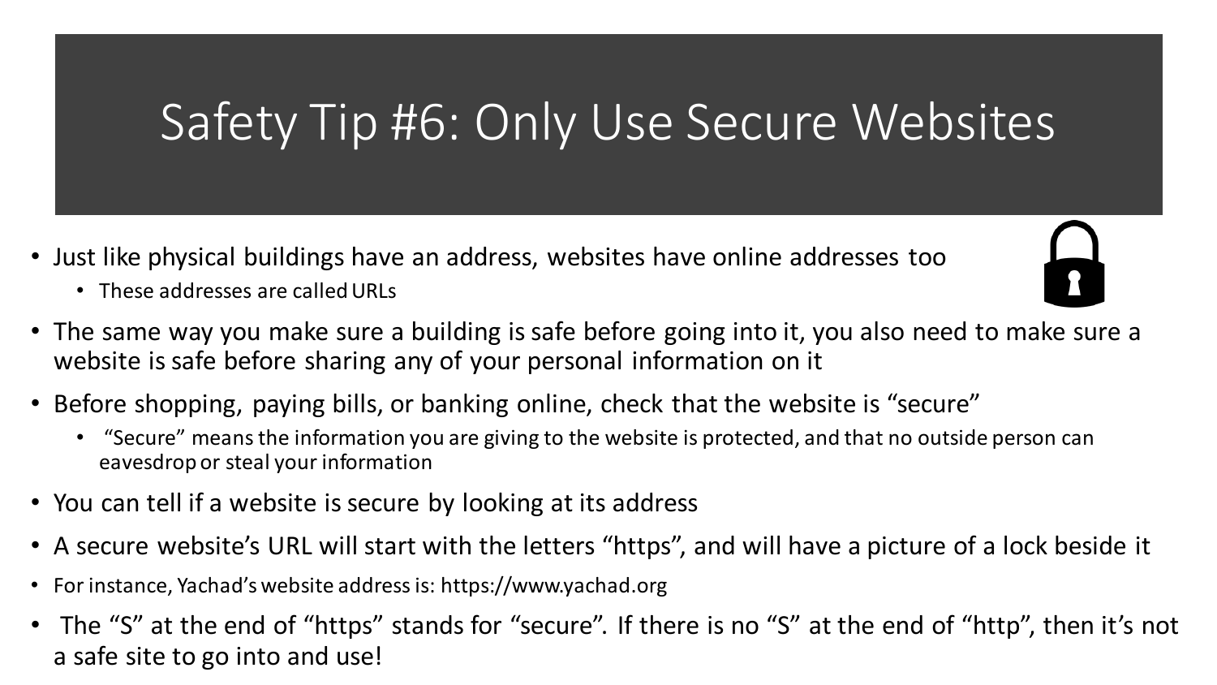# Safety Tip #6: Only Use Secure Websites

- Just like physical buildings have an address, websites have online addresses too
  - These addresses are called URLs
- The same way you make sure a building is safe before going into it, you also need to make sure a website is safe before sharing any of your personal information on it
- Before shopping, paying bills, or banking online, check that the website is "secure"
  - "Secure" means the information you are giving to the website is protected, and that no outside person can eavesdrop or steal your information
- You can tell if a website is secure by looking at its address
- A secure website's URL will start with the letters "https", and will have a picture of a lock beside it
- For instance, Yachad's website address is: https://www.yachad.org
- The "S" at the end of "https" stands for "secure". If there is no "S" at the end of "http", then it's not a safe site to go into and use!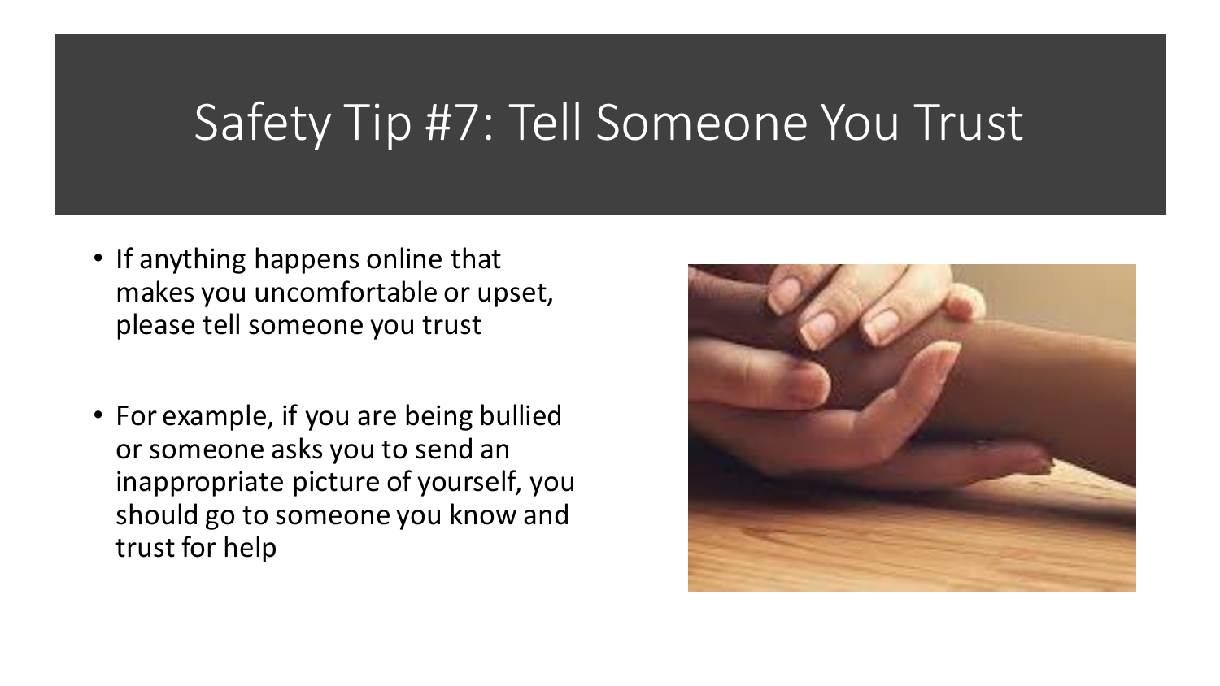# Safety Tip #7: Tell Someone You Trust

- If anything happens online that makes you uncomfortable or upset, please tell someone you trust
- For example, if you are being bullied or someone asks you to send an inappropriate picture of yourself, you should go to someone you know and trust for help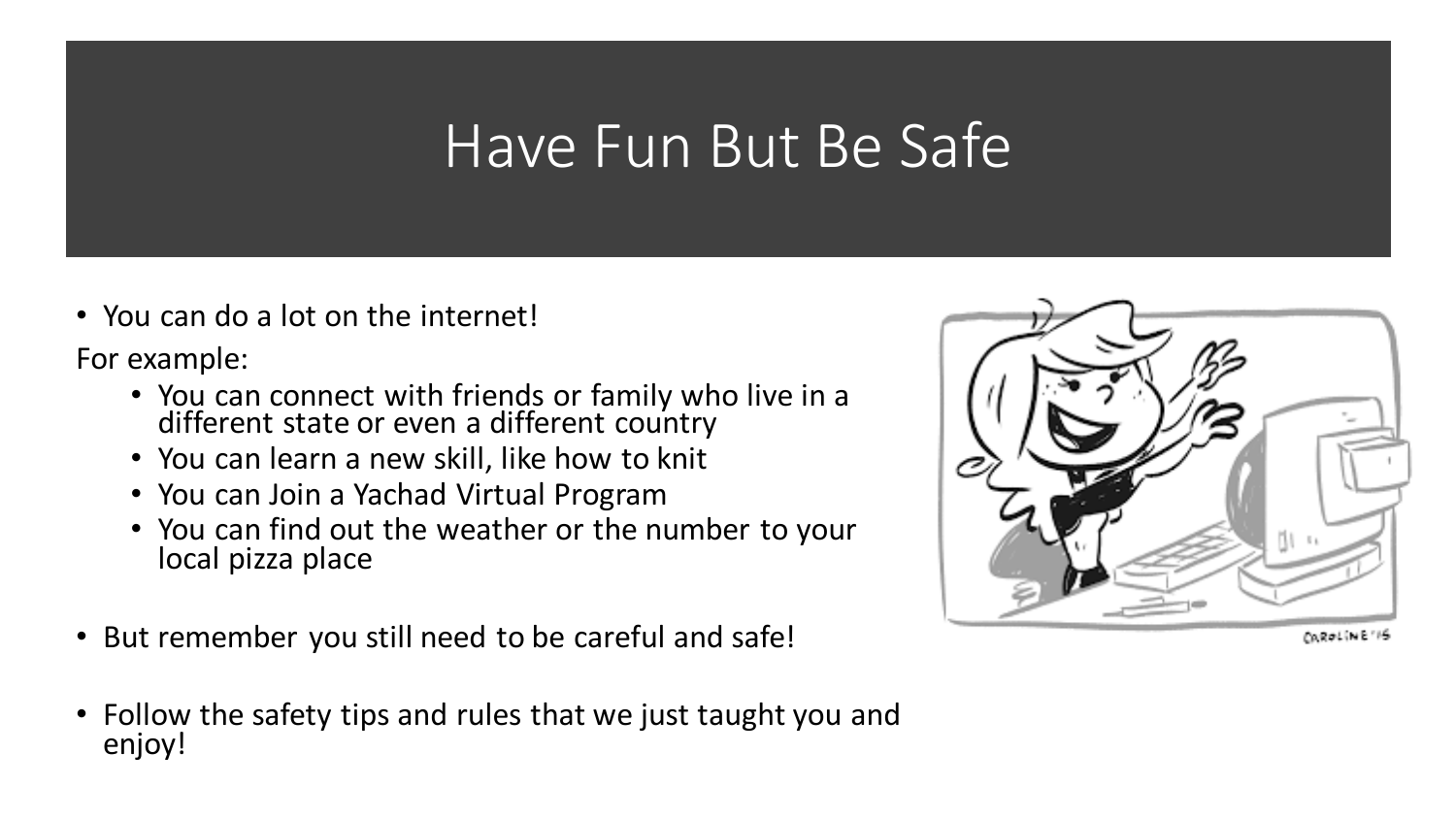# Have Fun But Be Safe

- You can do a lot on the internet!

For example:

  - You can connect with friends or family who live in a different state or even a different country
  - You can learn a new skill, like how to knit
  - You can Join a Yachad Virtual Program
  - You can find out the weather or the number to your local pizza place

- But remember you still need to be careful and safe!

- Follow the safety tips and rules that we just taught you and enjoy!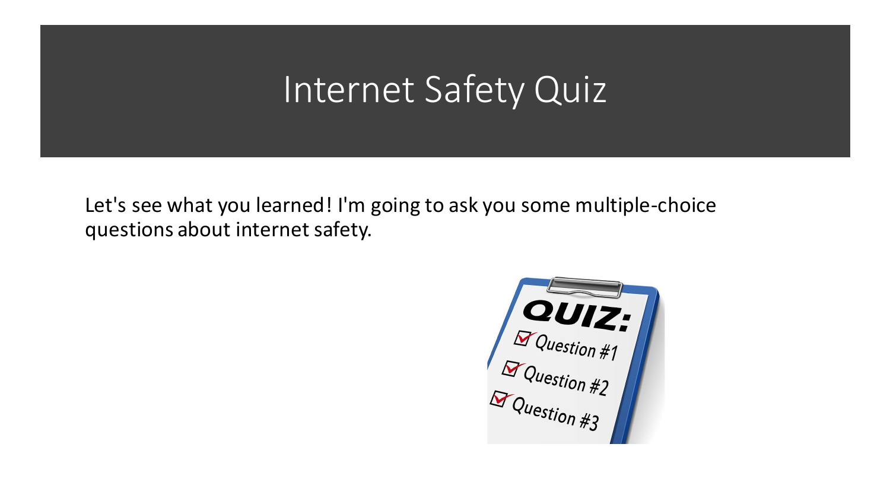# Internet Safety Quiz

Let's see what you learned! I'm going to ask you some multiple-choice questions about internet safety.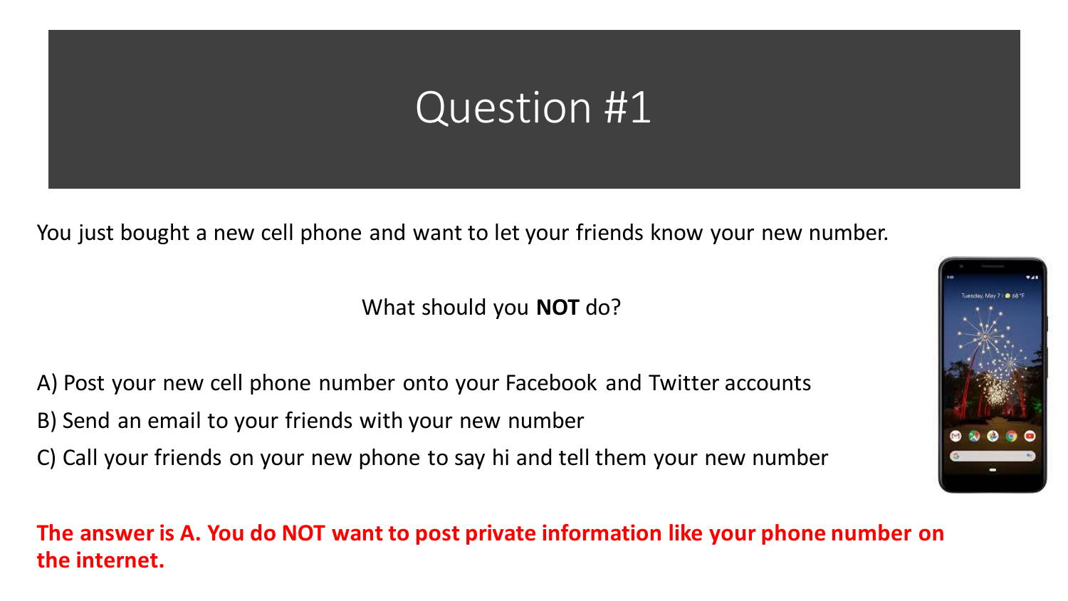# Question #1

You just bought a new cell phone and want to let your friends know your new number.

What should you **NOT** do?

A) Post your new cell phone number onto your Facebook and Twitter accounts

B) Send an email to your friends with your new number

C) Call your friends on your new phone to say hi and tell them your new number

**The answer is A. You do NOT want to post private information like your phone number on the internet.**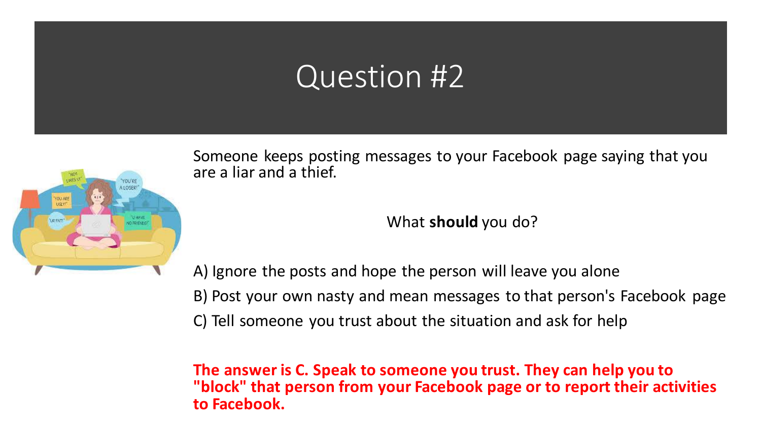# Question #2

Someone keeps posting messages to your Facebook page saying that you are a liar and a thief.

What **should** you do?

A) Ignore the posts and hope the person will leave you alone

B) Post your own nasty and mean messages to that person's Facebook page

C) Tell someone you trust about the situation and ask for help

**The answer is C. Speak to someone you trust. They can help you to "block" that person from your Facebook page or to report their activities to Facebook.**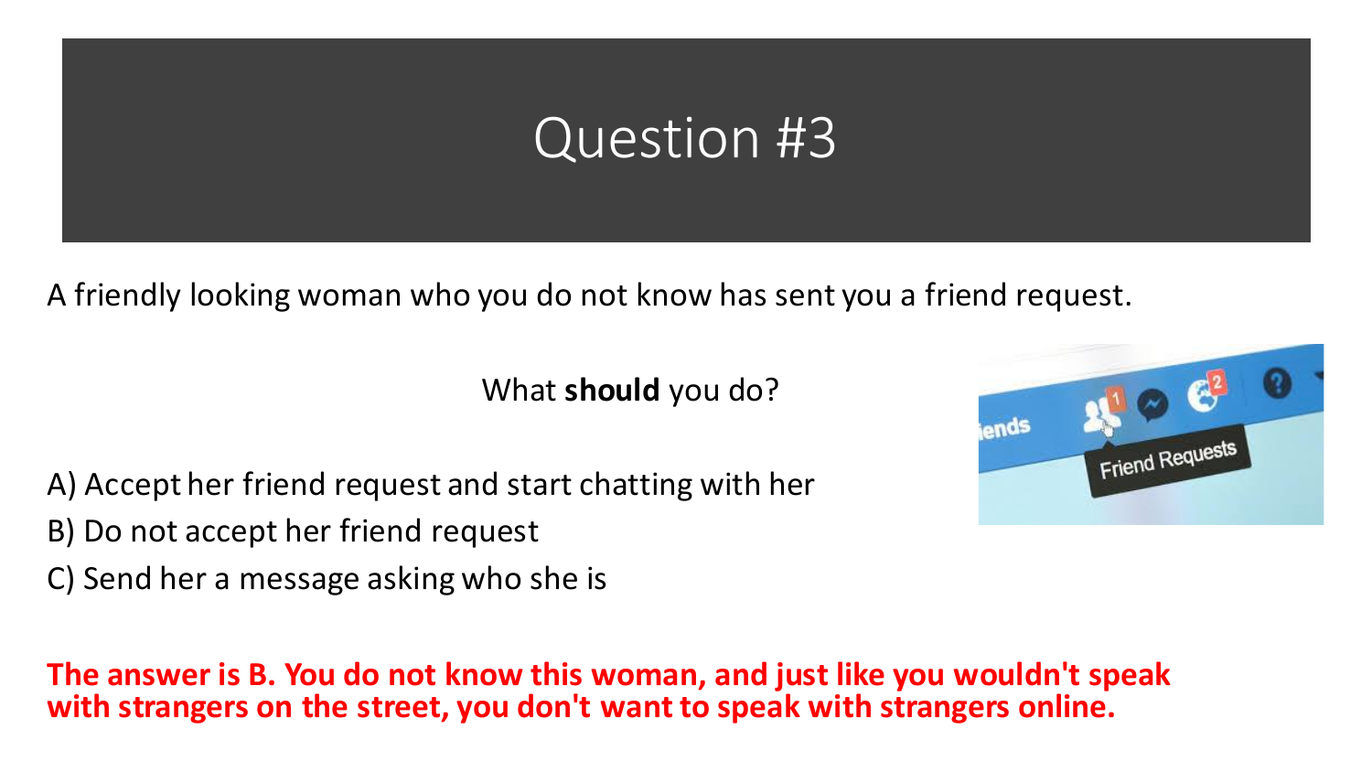# Question #3

A friendly looking woman who you do not know has sent you a friend request.

What **should** you do?

A) Accept her friend request and start chatting with her
B) Do not accept her friend request
C) Send her a message asking who she is

**The answer is B. You do not know this woman, and just like you wouldn't speak with strangers on the street, you don't want to speak with strangers online.**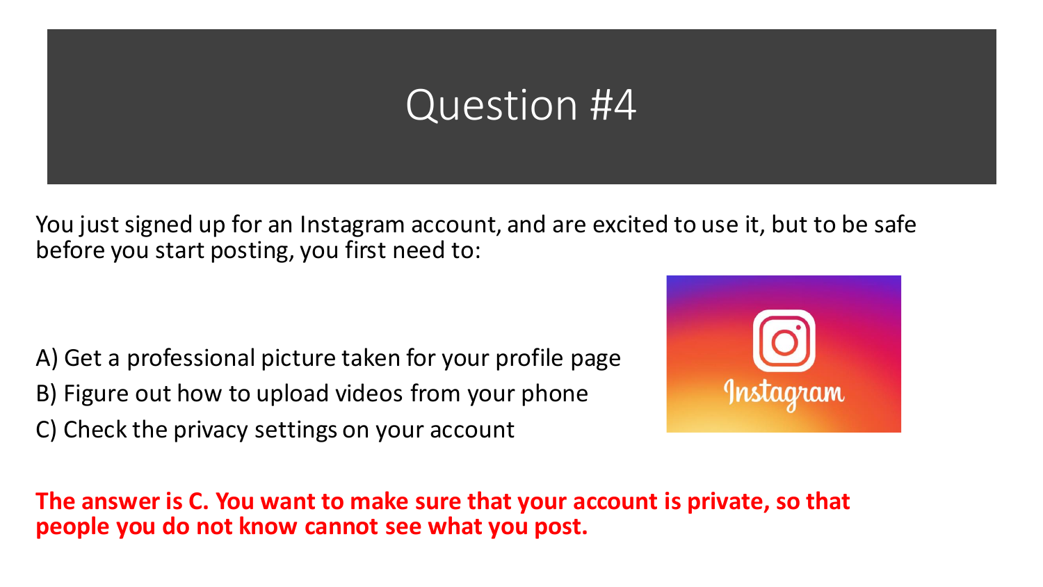# Question #4

You just signed up for an Instagram account, and are excited to use it, but to be safe before you start posting, you first need to:

A) Get a professional picture taken for your profile page

B) Figure out how to upload videos from your phone

C) Check the privacy settings on your account

**The answer is C. You want to make sure that your account is private, so that people you do not know cannot see what you post.**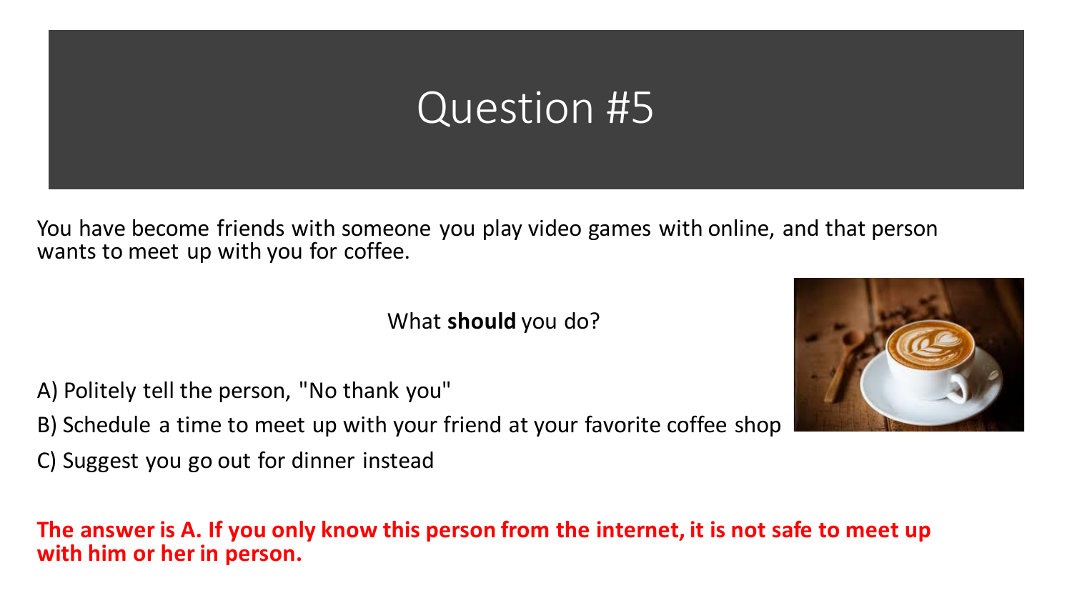# Question #5

You have become friends with someone you play video games with online, and that person wants to meet up with you for coffee.

What **should** you do?

A) Politely tell the person, "No thank you"

B) Schedule a time to meet up with your friend at your favorite coffee shop

C) Suggest you go out for dinner instead

**The answer is A. If you only know this person from the internet, it is not safe to meet up with him or her in person.**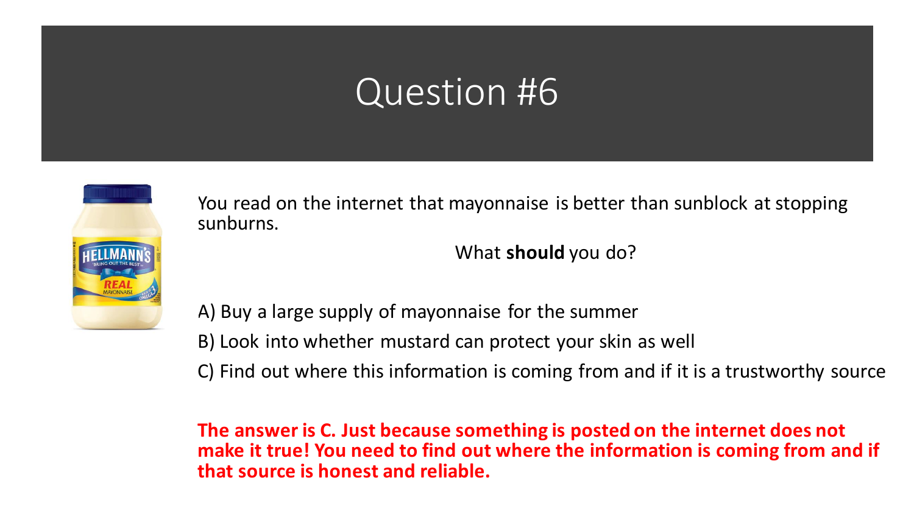# Question #6

You read on the internet that mayonnaise is better than sunblock at stopping sunburns.

What **should** you do?

A) Buy a large supply of mayonnaise for the summer

B) Look into whether mustard can protect your skin as well

C) Find out where this information is coming from and if it is a trustworthy source

**The answer is C. Just because something is posted on the internet does not make it true! You need to find out where the information is coming from and if that source is honest and reliable.**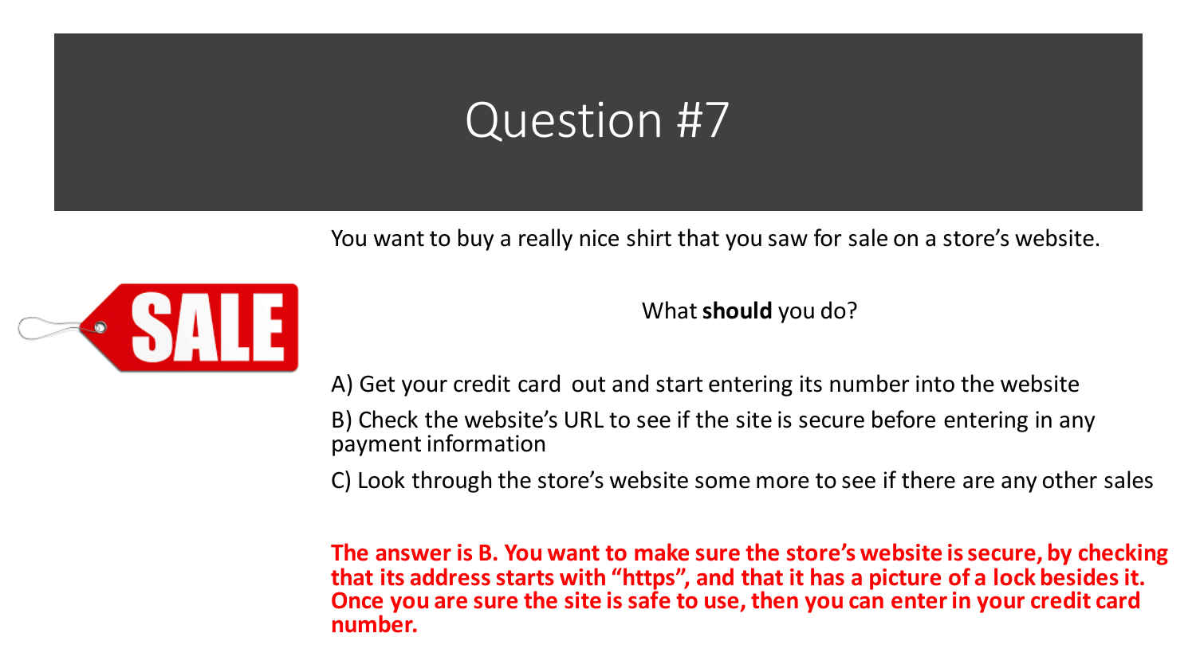# Question #7

You want to buy a really nice shirt that you saw for sale on a store's website.

What **should** you do?

A) Get your credit card out and start entering its number into the website

B) Check the website's URL to see if the site is secure before entering in any payment information

C) Look through the store's website some more to see if there are any other sales

**The answer is B. You want to make sure the store's website is secure, by checking that its address starts with "https", and that it has a picture of a lock besides it. Once you are sure the site is safe to use, then you can enter in your credit card number.**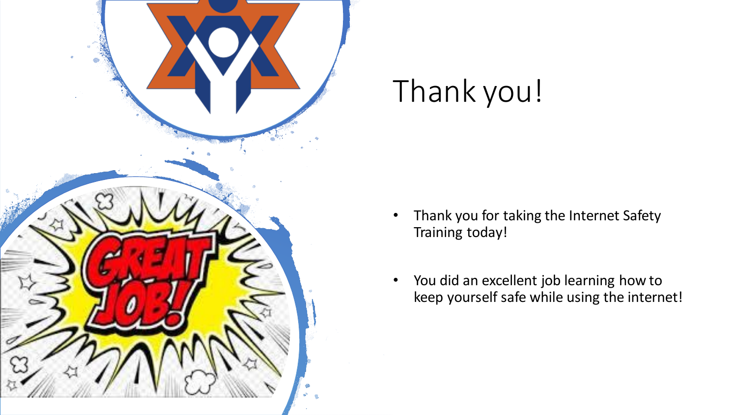# Thank you!

- Thank you for taking the Internet Safety Training today!
- You did an excellent job learning how to keep yourself safe while using the internet!